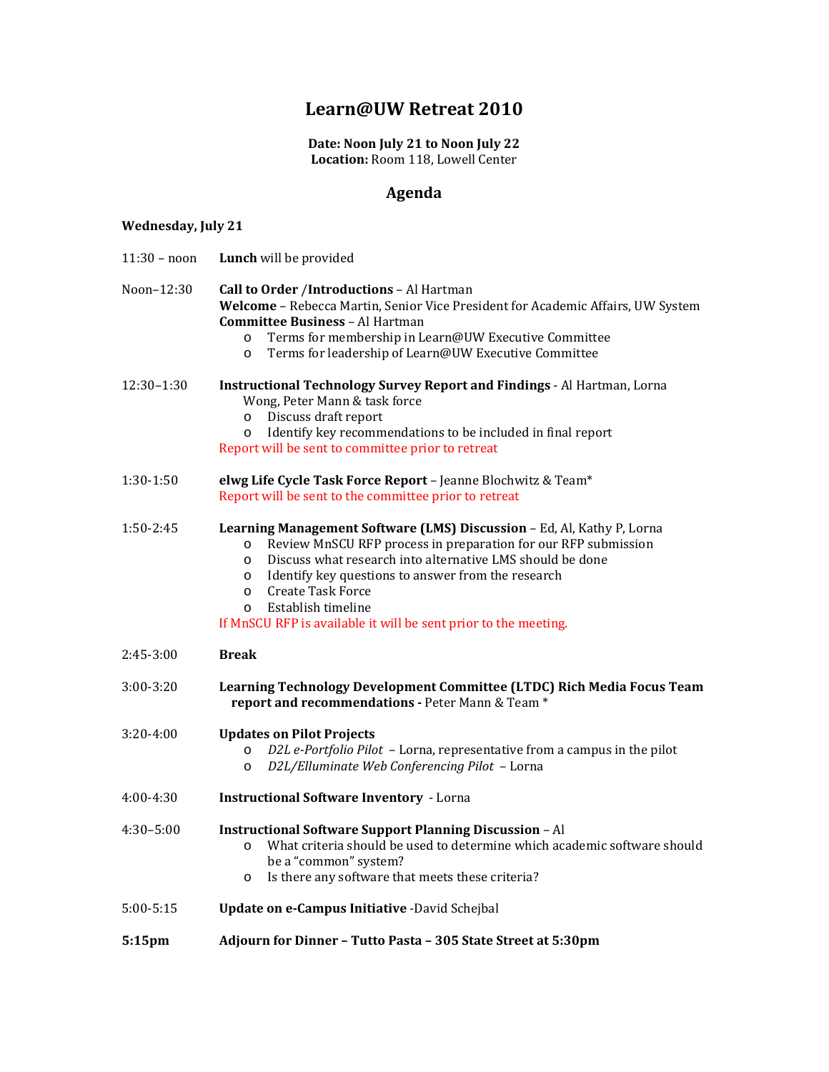# Learn@UW Retreat 2010

**Date: Noon July 21 to Noon July 22**
**Location:** Room 118, Lowell Center

## Agenda

**Wednesday, July 21**

11:30 – noon **Lunch** will be provided

Noon–12:30 **Call to Order /Introductions** – Al Hartman
**Welcome** – Rebecca Martin, Senior Vice President for Academic Affairs, UW System
**Committee Business** – Al Hartman

- Terms for membership in Learn@UW Executive Committee
- Terms for leadership of Learn@UW Executive Committee

12:30–1:30 **Instructional Technology Survey Report and Findings** - Al Hartman, Lorna Wong, Peter Mann & task force

- Discuss draft report
- Identify key recommendations to be included in final report

Report will be sent to committee prior to retreat

1:30-1:50 **elwg Life Cycle Task Force Report** – Jeanne Blochwitz & Team*
Report will be sent to the committee prior to retreat

1:50-2:45 **Learning Management Software (LMS) Discussion** – Ed, Al, Kathy P, Lorna

- Review MnSCU RFP process in preparation for our RFP submission
- Discuss what research into alternative LMS should be done
- Identify key questions to answer from the research
- Create Task Force
- Establish timeline

If MnSCU RFP is available it will be sent prior to the meeting.

2:45-3:00 **Break**

3:00-3:20 **Learning Technology Development Committee (LTDC) Rich Media Focus Team report and recommendations -** Peter Mann & Team *

3:20-4:00 **Updates on Pilot Projects**

- *D2L e-Portfolio Pilot* – Lorna, representative from a campus in the pilot
- *D2L/Elluminate Web Conferencing Pilot* – Lorna

4:00-4:30 **Instructional Software Inventory** - Lorna

4:30–5:00 **Instructional Software Support Planning Discussion** – Al

- What criteria should be used to determine which academic software should be a "common" system?
- Is there any software that meets these criteria?

5:00-5:15 **Update on e-Campus Initiative** -David Schejbal

**5:15pm Adjourn for Dinner – Tutto Pasta – 305 State Street at 5:30pm**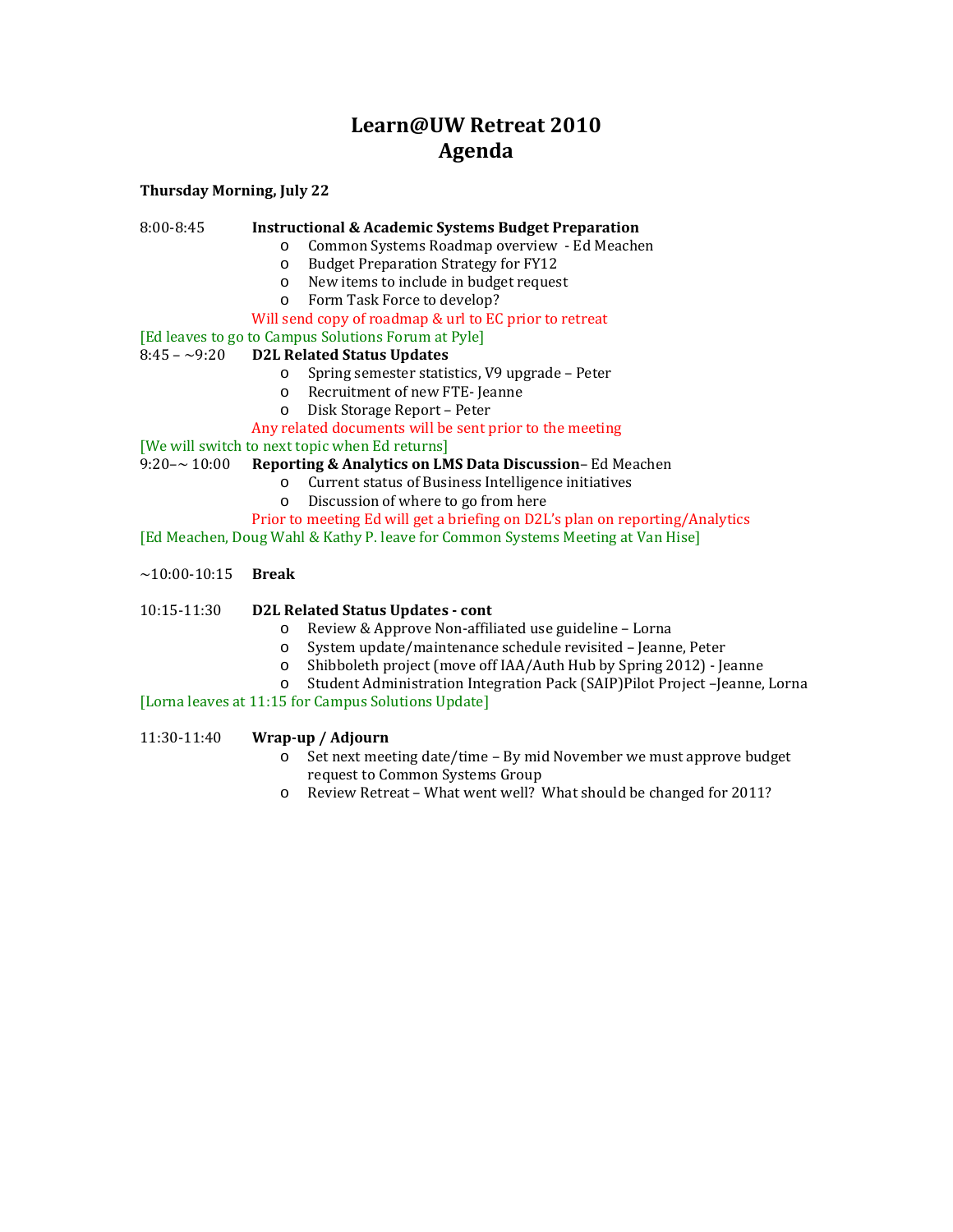# Learn@UW Retreat 2010
# Agenda

**Thursday Morning, July 22**

8:00-8:45 **Instructional & Academic Systems Budget Preparation**

- Common Systems Roadmap overview - Ed Meachen
- Budget Preparation Strategy for FY12
- New items to include in budget request
- Form Task Force to develop?

Will send copy of roadmap & url to EC prior to retreat

[Ed leaves to go to Campus Solutions Forum at Pyle]

8:45 – ~9:20 **D2L Related Status Updates**

- Spring semester statistics, V9 upgrade – Peter
- Recruitment of new FTE- Jeanne
- Disk Storage Report – Peter

Any related documents will be sent prior to the meeting

[We will switch to next topic when Ed returns]

9:20–~ 10:00 **Reporting & Analytics on LMS Data Discussion**– Ed Meachen

- Current status of Business Intelligence initiatives
- Discussion of where to go from here

Prior to meeting Ed will get a briefing on D2L's plan on reporting/Analytics

[Ed Meachen, Doug Wahl & Kathy P. leave for Common Systems Meeting at Van Hise]

~10:00-10:15 **Break**

10:15-11:30 **D2L Related Status Updates - cont**

- Review & Approve Non-affiliated use guideline – Lorna
- System update/maintenance schedule revisited – Jeanne, Peter
- Shibboleth project (move off IAA/Auth Hub by Spring 2012) - Jeanne
- Student Administration Integration Pack (SAIP)Pilot Project –Jeanne, Lorna

[Lorna leaves at 11:15 for Campus Solutions Update]

11:30-11:40 **Wrap-up / Adjourn**

- Set next meeting date/time – By mid November we must approve budget request to Common Systems Group
- Review Retreat – What went well? What should be changed for 2011?